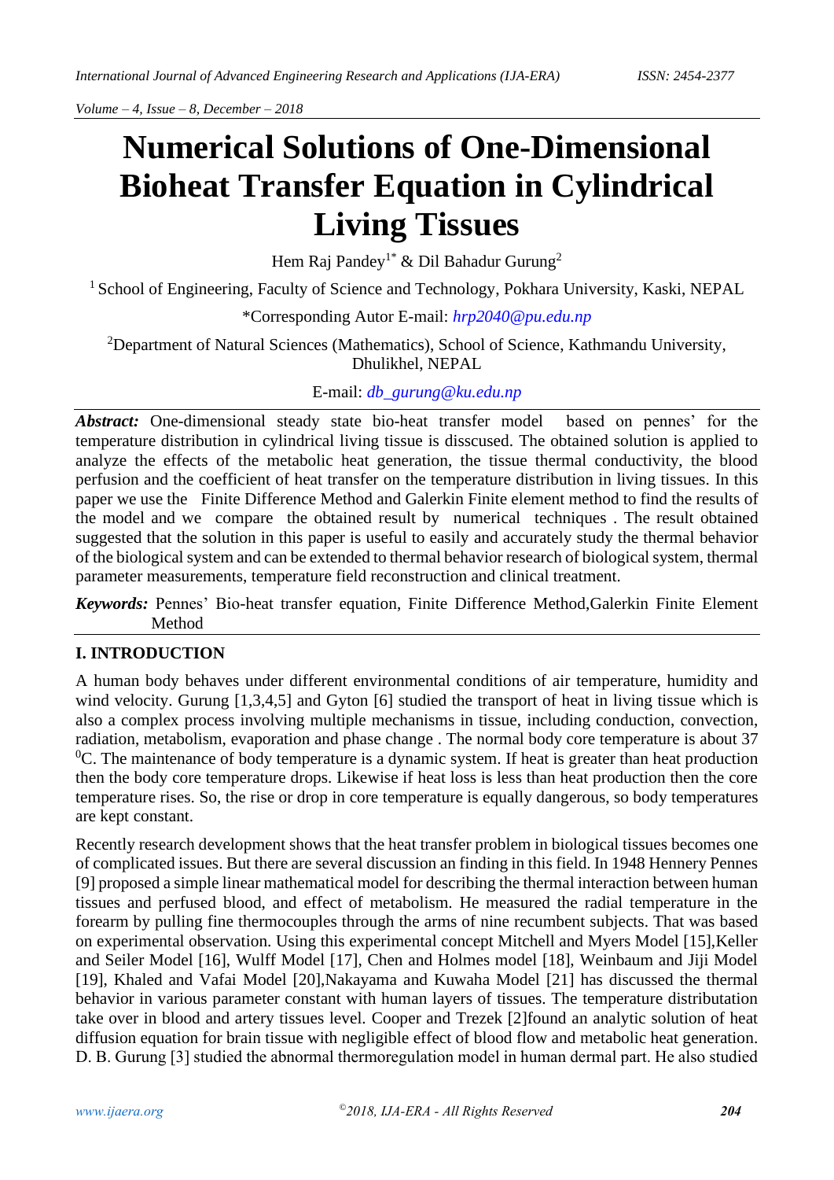# Numerical Solutions of One-Dimensional Bioheat Transfer Equation in Cylindrical Living Tissues

Hem Raj Pandey[1*] & Dil Bahadur Gurung[2]

[1] School of Engineering, Faculty of Science and Technology, Pokhara University, Kaski, NEPAL

*Corresponding Autor E-mail: hrp2040@pu.edu.np

[2]Department of Natural Sciences (Mathematics), School of Science, Kathmandu University, Dhulikhel, NEPAL

E-mail: db_gurung@ku.edu.np

***Abstract:*** One-dimensional steady state bio-heat transfer model based on pennes' for the temperature distribution in cylindrical living tissue is disscused. The obtained solution is applied to analyze the effects of the metabolic heat generation, the tissue thermal conductivity, the blood perfusion and the coefficient of heat transfer on the temperature distribution in living tissues. In this paper we use the Finite Difference Method and Galerkin Finite element method to find the results of the model and we compare the obtained result by numerical techniques . The result obtained suggested that the solution in this paper is useful to easily and accurately study the thermal behavior of the biological system and can be extended to thermal behavior research of biological system, thermal parameter measurements, temperature field reconstruction and clinical treatment.

***Keywords:*** Pennes' Bio-heat transfer equation, Finite Difference Method,Galerkin Finite Element Method

## I. INTRODUCTION

A human body behaves under different environmental conditions of air temperature, humidity and wind velocity. Gurung [1,3,4,5] and Gyton [6] studied the transport of heat in living tissue which is also a complex process involving multiple mechanisms in tissue, including conduction, convection, radiation, metabolism, evaporation and phase change . The normal body core temperature is about 37 $^0$C. The maintenance of body temperature is a dynamic system. If heat is greater than heat production then the body core temperature drops. Likewise if heat loss is less than heat production then the core temperature rises. So, the rise or drop in core temperature is equally dangerous, so body temperatures are kept constant.

Recently research development shows that the heat transfer problem in biological tissues becomes one of complicated issues. But there are several discussion an finding in this field. In 1948 Hennery Pennes [9] proposed a simple linear mathematical model for describing the thermal interaction between human tissues and perfused blood, and effect of metabolism. He measured the radial temperature in the forearm by pulling fine thermocouples through the arms of nine recumbent subjects. That was based on experimental observation. Using this experimental concept Mitchell and Myers Model [15],Keller and Seiler Model [16], Wulff Model [17], Chen and Holmes model [18], Weinbaum and Jiji Model [19], Khaled and Vafai Model [20],Nakayama and Kuwaha Model [21] has discussed the thermal behavior in various parameter constant with human layers of tissues. The temperature distribution take over in blood and artery tissues level. Cooper and Trezek [2]found an analytic solution of heat diffusion equation for brain tissue with negligible effect of blood flow and metabolic heat generation. D. B. Gurung [3] studied the abnormal thermoregulation model in human dermal part. He also studied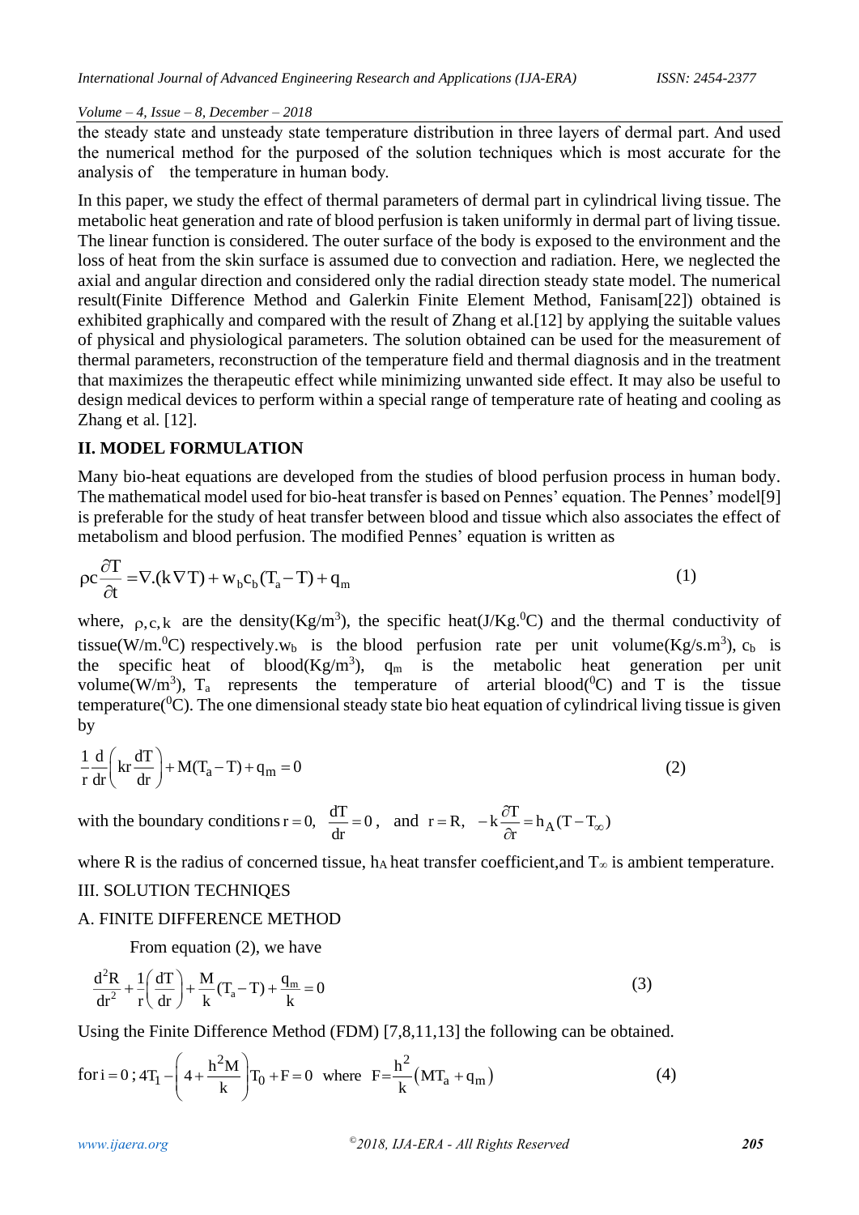the steady state and unsteady state temperature distribution in three layers of dermal part. And used the numerical method for the purposed of the solution techniques which is most accurate for the analysis of the temperature in human body.

In this paper, we study the effect of thermal parameters of dermal part in cylindrical living tissue. The metabolic heat generation and rate of blood perfusion is taken uniformly in dermal part of living tissue. The linear function is considered. The outer surface of the body is exposed to the environment and the loss of heat from the skin surface is assumed due to convection and radiation. Here, we neglected the axial and angular direction and considered only the radial direction steady state model. The numerical result(Finite Difference Method and Galerkin Finite Element Method, Fanisam[22]) obtained is exhibited graphically and compared with the result of Zhang et al.[12] by applying the suitable values of physical and physiological parameters. The solution obtained can be used for the measurement of thermal parameters, reconstruction of the temperature field and thermal diagnosis and in the treatment that maximizes the therapeutic effect while minimizing unwanted side effect. It may also be useful to design medical devices to perform within a special range of temperature rate of heating and cooling as Zhang et al. [12].

## II. MODEL FORMULATION

Many bio-heat equations are developed from the studies of blood perfusion process in human body. The mathematical model used for bio-heat transfer is based on Pennes' equation. The Pennes' model[9] is preferable for the study of heat transfer between blood and tissue which also associates the effect of metabolism and blood perfusion. The modified Pennes' equation is written as

$$\rho c \frac{\partial T}{\partial t} = \nabla.(k \nabla T) + w_b c_b (T_a - T) + q_m \tag{1}$$

where, $\rho, c, k$ are the density(Kg/m$^3$), the specific heat(J/Kg.$^0$C) and the thermal conductivity of tissue(W/m.$^0$C) respectively. $w_b$ is the blood perfusion rate per unit volume(Kg/s.m$^3$), $c_b$ is the specific heat of blood(Kg/m$^3$), $q_m$ is the metabolic heat generation per unit volume(W/m$^3$), $T_a$ represents the temperature of arterial blood($^0$C) and T is the tissue temperature($^0$C). The one dimensional steady state bio heat equation of cylindrical living tissue is given by

$$\frac{1}{r}\frac{d}{dr}\left(kr\frac{dT}{dr}\right) + M(T_a - T) + q_m = 0 \tag{2}$$

with the boundary conditions $r = 0, \ \dfrac{dT}{dr} = 0$, and $r = R, \ -k\dfrac{\partial T}{\partial r} = h_A (T - T_\infty)$

where R is the radius of concerned tissue, $h_A$ heat transfer coefficient,and $T_\infty$ is ambient temperature.

## III. SOLUTION TECHNIQES

### A. FINITE DIFFERENCE METHOD

From equation (2), we have

$$\frac{d^2R}{dr^2} + \frac{1}{r}\left(\frac{dT}{dr}\right) + \frac{M}{k}(T_a - T) + \frac{q_m}{k} = 0 \tag{3}$$

Using the Finite Difference Method (FDM) [7,8,11,13] the following can be obtained.

$$\text{for } i = 0 \, ; \, 4T_1 - \left(4 + \frac{h^2 M}{k}\right)T_0 + F = 0 \quad \text{where} \quad F = \frac{h^2}{k}\left(MT_a + q_m\right) \tag{4}$$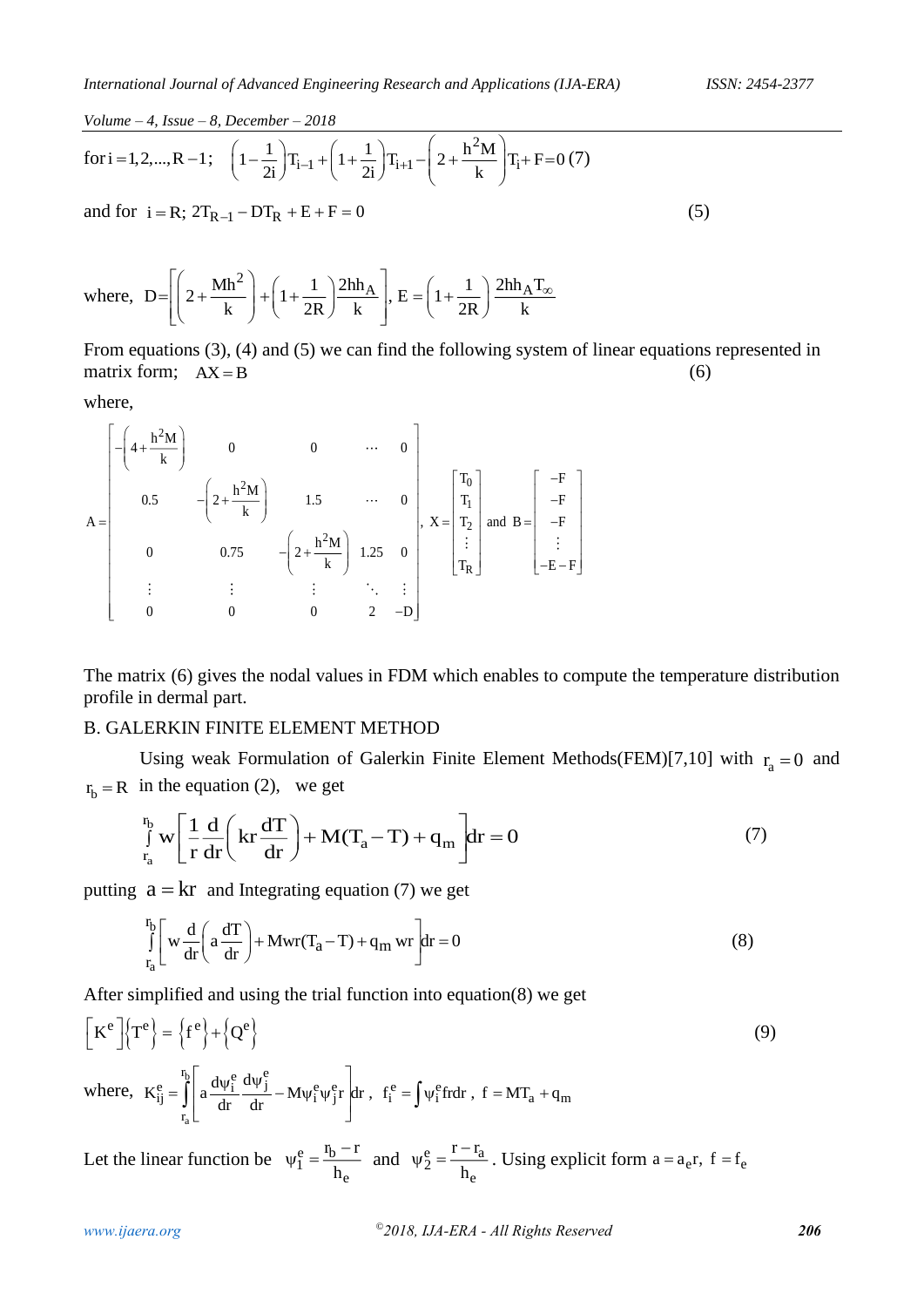for $i = 1, 2, ..., R-1$; $\left(1-\frac{1}{2i}\right)T_{i-1} + \left(1+\frac{1}{2i}\right)T_{i+1} - \left(2+\frac{h^2M}{k}\right)T_i + F = 0$ (7)

and for $i = R$; $2T_{R-1} - DT_R + E + F = 0$ (5)

where, $D = \left[\left(2+\frac{Mh^2}{k}\right) + \left(1+\frac{1}{2R}\right)\frac{2hh_A}{k}\right]$, $E = \left(1+\frac{1}{2R}\right)\frac{2hh_A T_\infty}{k}$

From equations (3), (4) and (5) we can find the following system of linear equations represented in matrix form; $AX = B$ (6)

where,

$$A = \begin{bmatrix} -\left(4+\frac{h^2M}{k}\right) & 0 & 0 & \cdots & 0 \\ 0.5 & -\left(2+\frac{h^2M}{k}\right) & 1.5 & \cdots & 0 \\ 0 & 0.75 & -\left(2+\frac{h^2M}{k}\right) & 1.25 & 0 \\ \vdots & \vdots & \vdots & \ddots & \vdots \\ 0 & 0 & 0 & 2 & -D \end{bmatrix}, \quad X = \begin{bmatrix} T_0 \\ T_1 \\ T_2 \\ \vdots \\ T_R \end{bmatrix} \text{ and } B = \begin{bmatrix} -F \\ -F \\ -F \\ \vdots \\ -E-F \end{bmatrix}$$

The matrix (6) gives the nodal values in FDM which enables to compute the temperature distribution profile in dermal part.

## B. GALERKIN FINITE ELEMENT METHOD

Using weak Formulation of Galerkin Finite Element Methods(FEM)[7,10] with $r_a = 0$ and $r_b = R$ in the equation (2), we get

$$\int_{r_a}^{r_b} w\left[\frac{1}{r}\frac{d}{dr}\left(kr\frac{dT}{dr}\right) + M(T_a - T) + q_m\right]dr = 0 \tag{7}$$

putting $a = kr$ and Integrating equation (7) we get

$$\int_{r_a}^{r_b} \left[w\frac{d}{dr}\left(a\frac{dT}{dr}\right) + Mwr(T_a - T) + q_m wr\right]dr = 0 \tag{8}$$

After simplified and using the trial function into equation(8) we get

$$\left[K^e\right]\left\{T^e\right\} = \left\{f^e\right\} + \left\{Q^e\right\} \tag{9}$$

where, $K_{ij}^e = \int_{r_a}^{r_b}\left[a\frac{d\psi_i^e}{dr}\frac{d\psi_j^e}{dr} - M\psi_i^e\psi_j^e r\right]dr$, $f_i^e = \int \psi_i^e f r dr$, $f = MT_a + q_m$

Let the linear function be $\psi_1^e = \frac{r_b - r}{h_e}$ and $\psi_2^e = \frac{r - r_a}{h_e}$. Using explicit form $a = a_e r$, $f = f_e$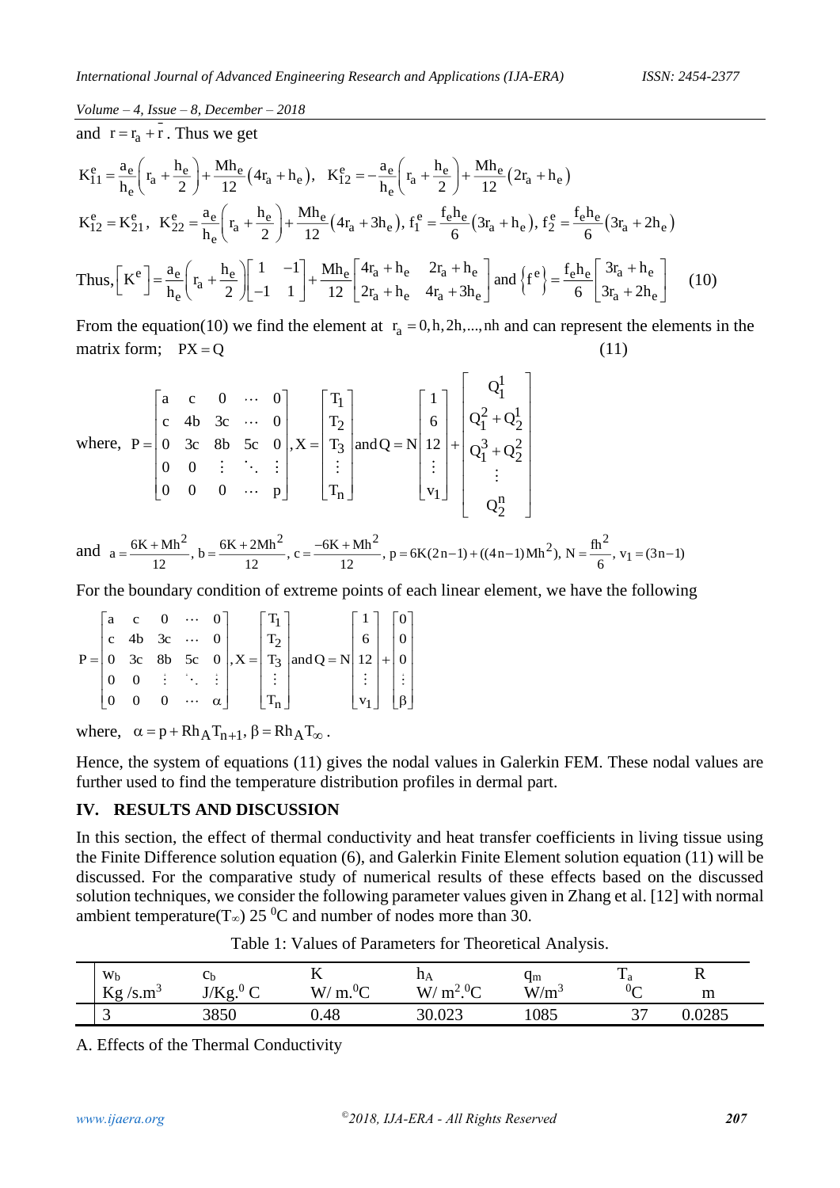and $r = r_a + \bar{r}$. Thus we get

$$K_{11}^e = \frac{a_e}{h_e}\left(r_a + \frac{h_e}{2}\right) + \frac{Mh_e}{12}\left(4r_a + h_e\right), \quad K_{12}^e = -\frac{a_e}{h_e}\left(r_a + \frac{h_e}{2}\right) + \frac{Mh_e}{12}\left(2r_a + h_e\right)$$

$$K_{12}^e = K_{21}^e, \; K_{22}^e = \frac{a_e}{h_e}\left(r_a + \frac{h_e}{2}\right) + \frac{Mh_e}{12}\left(4r_a + 3h_e\right), \; f_1^e = \frac{f_e h_e}{6}\left(3r_a + h_e\right), \; f_2^e = \frac{f_e h_e}{6}\left(3r_a + 2h_e\right)$$

$$\text{Thus, } \left[K^e\right] = \frac{a_e}{h_e}\left(r_a + \frac{h_e}{2}\right)\begin{bmatrix} 1 & -1 \\ -1 & 1 \end{bmatrix} + \frac{Mh_e}{12}\begin{bmatrix} 4r_a + h_e & 2r_a + h_e \\ 2r_a + h_e & 4r_a + 3h_e \end{bmatrix} \text{ and } \left\{f^e\right\} = \frac{f_e h_e}{6}\begin{bmatrix} 3r_a + h_e \\ 3r_a + 2h_e \end{bmatrix} \quad (10)$$

From the equation(10) we find the element at $r_a = 0, h, 2h, ..., nh$ and can represent the elements in the matrix form; $PX = Q$ (11)

$$\text{where, } P = \begin{bmatrix} a & c & 0 & \cdots & 0 \\ c & 4b & 3c & \cdots & 0 \\ 0 & 3c & 8b & 5c & 0 \\ 0 & 0 & \vdots & \ddots & \vdots \\ 0 & 0 & 0 & \cdots & p \end{bmatrix}, X = \begin{bmatrix} T_1 \\ T_2 \\ T_3 \\ \vdots \\ T_n \end{bmatrix} \text{and } Q = N\begin{bmatrix} 1 \\ 6 \\ 12 \\ \vdots \\ v_1 \end{bmatrix} + \begin{bmatrix} Q_1^1 \\ Q_1^2 + Q_2^1 \\ Q_1^3 + Q_2^2 \\ \vdots \\ Q_2^n \end{bmatrix}$$

and $a = \frac{6K + Mh^2}{12}$, $b = \frac{6K + 2Mh^2}{12}$, $c = \frac{-6K + Mh^2}{12}$, $p = 6K(2n-1) + ((4n-1)Mh^2)$, $N = \frac{fh^2}{6}$, $v_1 = (3n-1)$

For the boundary condition of extreme points of each linear element, we have the following

$$P = \begin{bmatrix} a & c & 0 & \cdots & 0 \\ c & 4b & 3c & \cdots & 0 \\ 0 & 3c & 8b & 5c & 0 \\ 0 & 0 & \vdots & \ddots & \vdots \\ 0 & 0 & 0 & \cdots & \alpha \end{bmatrix}, X = \begin{bmatrix} T_1 \\ T_2 \\ T_3 \\ \vdots \\ T_n \end{bmatrix} \text{and } Q = N\begin{bmatrix} 1 \\ 6 \\ 12 \\ \vdots \\ v_1 \end{bmatrix} + \begin{bmatrix} 0 \\ 0 \\ 0 \\ \vdots \\ \beta \end{bmatrix}$$

where, $\alpha = p + Rh_A T_{n+1}$, $\beta = Rh_A T_\infty$.

Hence, the system of equations (11) gives the nodal values in Galerkin FEM. These nodal values are further used to find the temperature distribution profiles in dermal part.

## IV. RESULTS AND DISCUSSION

In this section, the effect of thermal conductivity and heat transfer coefficients in living tissue using the Finite Difference solution equation (6), and Galerkin Finite Element solution equation (11) will be discussed. For the comparative study of numerical results of these effects based on the discussed solution techniques, we consider the following parameter values given in Zhang et al. [12] with normal ambient temperature($T_\infty$) 25 $^0$C and number of nodes more than 30.

Table 1: Values of Parameters for Theoretical Analysis.

| $w_b$ Kg /s.m$^3$ | $c_b$ J/Kg.$^0$ C | K W/ m.$^0$C | $h_A$ W/ m$^2$.$^0$C | $q_m$ W/m$^3$ | $T_a$ $^0$C | R m |
|---|---|---|---|---|---|---|
| 3 | 3850 | 0.48 | 30.023 | 1085 | 37 | 0.0285 |

A. Effects of the Thermal Conductivity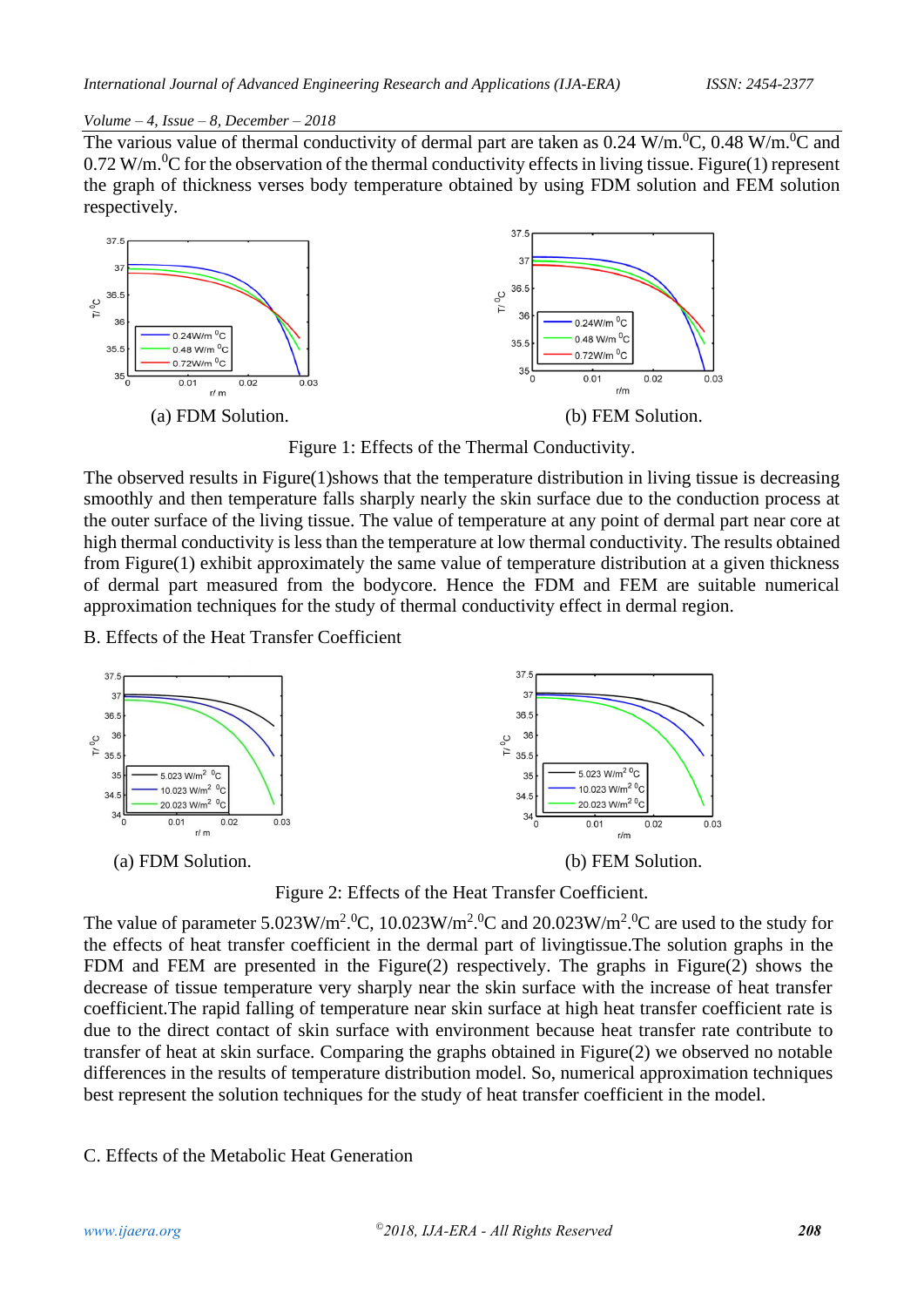The various value of thermal conductivity of dermal part are taken as 0.24 W/m.$^0$C, 0.48 W/m.$^0$C and 0.72 W/m.$^0$C for the observation of the thermal conductivity effects in living tissue. Figure(1) represent the graph of thickness verses body temperature obtained by using FDM solution and FEM solution respectively.

(a) FDM Solution.

(b) FEM Solution.

Figure 1: Effects of the Thermal Conductivity.

The observed results in Figure(1)shows that the temperature distribution in living tissue is decreasing smoothly and then temperature falls sharply nearly the skin surface due to the conduction process at the outer surface of the living tissue. The value of temperature at any point of dermal part near core at high thermal conductivity is less than the temperature at low thermal conductivity. The results obtained from Figure(1) exhibit approximately the same value of temperature distribution at a given thickness of dermal part measured from the bodycore. Hence the FDM and FEM are suitable numerical approximation techniques for the study of thermal conductivity effect in dermal region.

B. Effects of the Heat Transfer Coefficient

(a) FDM Solution.

(b) FEM Solution.

Figure 2: Effects of the Heat Transfer Coefficient.

The value of parameter 5.023W/m$^2$.$^0$C, 10.023W/m$^2$.$^0$C and 20.023W/m$^2$.$^0$C are used to the study for the effects of heat transfer coefficient in the dermal part of livingtissue.The solution graphs in the FDM and FEM are presented in the Figure(2) respectively. The graphs in Figure(2) shows the decrease of tissue temperature very sharply near the skin surface with the increase of heat transfer coefficient.The rapid falling of temperature near skin surface at high heat transfer coefficient rate is due to the direct contact of skin surface with environment because heat transfer rate contribute to transfer of heat at skin surface. Comparing the graphs obtained in Figure(2) we observed no notable differences in the results of temperature distribution model. So, numerical approximation techniques best represent the solution techniques for the study of heat transfer coefficient in the model.

C. Effects of the Metabolic Heat Generation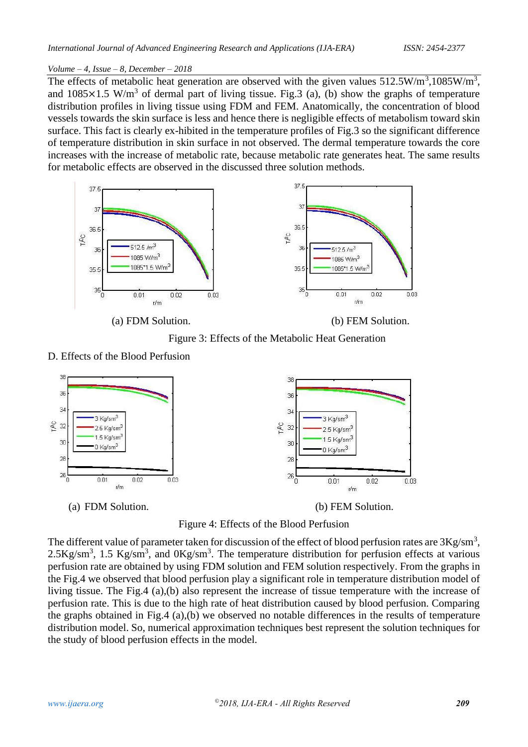The effects of metabolic heat generation are observed with the given values 512.5W/m$^3$,1085W/m$^3$, and 1085×1.5 W/m$^3$ of dermal part of living tissue. Fig.3 (a), (b) show the graphs of temperature distribution profiles in living tissue using FDM and FEM. Anatomically, the concentration of blood vessels towards the skin surface is less and hence there is negligible effects of metabolism toward skin surface. This fact is clearly ex-hibited in the temperature profiles of Fig.3 so the significant difference of temperature distribution in skin surface in not observed. The dermal temperature towards the core increases with the increase of metabolic rate, because metabolic rate generates heat. The same results for metabolic effects are observed in the discussed three solution methods.

(a) FDM Solution.

(b) FEM Solution.

Figure 3: Effects of the Metabolic Heat Generation

D. Effects of the Blood Perfusion

(a) FDM Solution.

(b) FEM Solution.

Figure 4: Effects of the Blood Perfusion

The different value of parameter taken for discussion of the effect of blood perfusion rates are 3Kg/sm$^3$, 2.5Kg/sm$^3$, 1.5 Kg/sm$^3$, and 0Kg/sm$^3$. The temperature distribution for perfusion effects at various perfusion rate are obtained by using FDM solution and FEM solution respectively. From the graphs in the Fig.4 we observed that blood perfusion play a significant role in temperature distribution model of living tissue. The Fig.4 (a),(b) also represent the increase of tissue temperature with the increase of perfusion rate. This is due to the high rate of heat distribution caused by blood perfusion. Comparing the graphs obtained in Fig.4 (a),(b) we observed no notable differences in the results of temperature distribution model. So, numerical approximation techniques best represent the solution techniques for the study of blood perfusion effects in the model.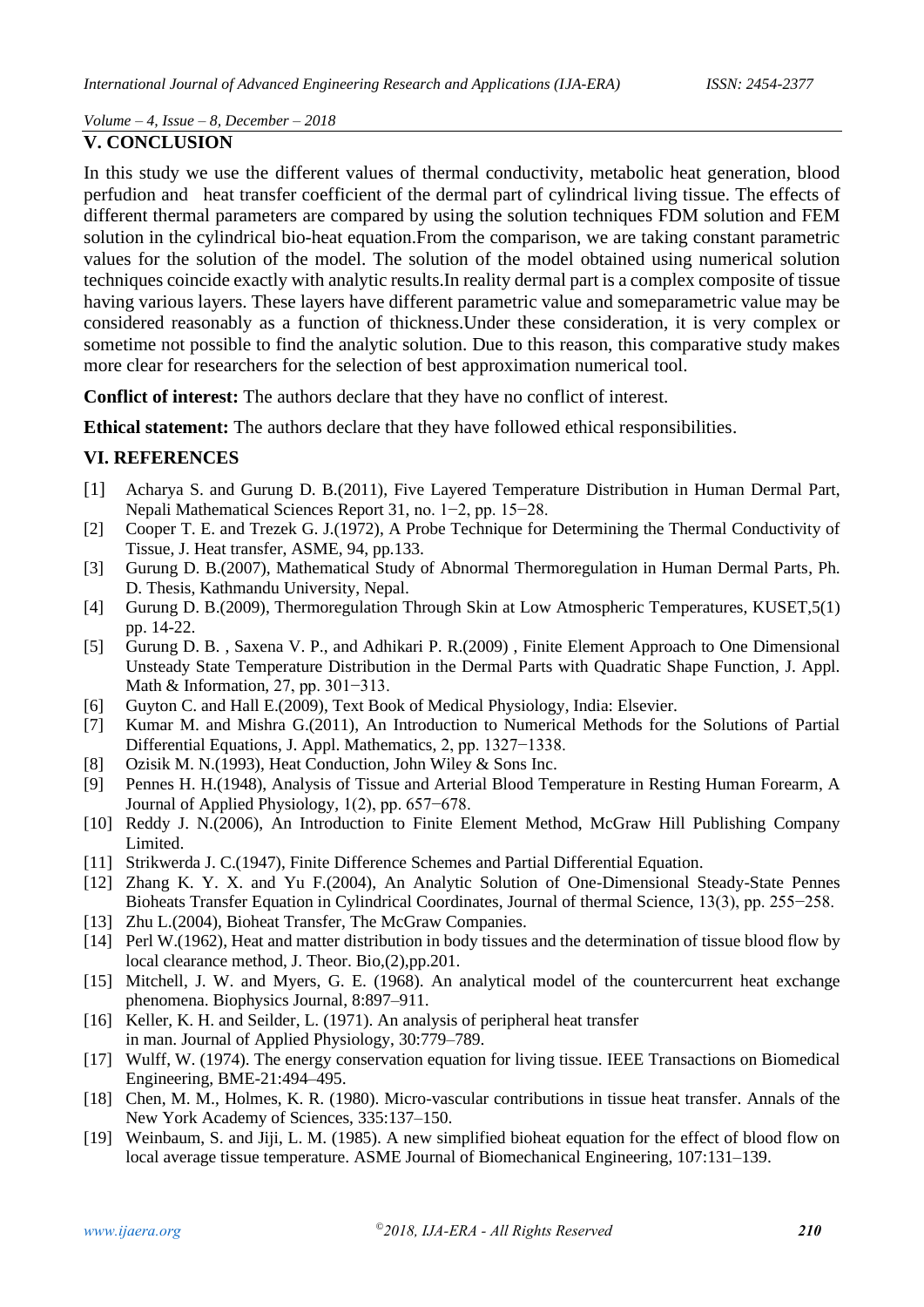## V. CONCLUSION

In this study we use the different values of thermal conductivity, metabolic heat generation, blood perfudion and heat transfer coefficient of the dermal part of cylindrical living tissue. The effects of different thermal parameters are compared by using the solution techniques FDM solution and FEM solution in the cylindrical bio-heat equation.From the comparison, we are taking constant parametric values for the solution of the model. The solution of the model obtained using numerical solution techniques coincide exactly with analytic results.In reality dermal part is a complex composite of tissue having various layers. These layers have different parametric value and someparametric value may be considered reasonably as a function of thickness.Under these consideration, it is very complex or sometime not possible to find the analytic solution. Due to this reason, this comparative study makes more clear for researchers for the selection of best approximation numerical tool.

**Conflict of interest:** The authors declare that they have no conflict of interest.

**Ethical statement:** The authors declare that they have followed ethical responsibilities.

## VI. REFERENCES

[1] Acharya S. and Gurung D. B.(2011), Five Layered Temperature Distribution in Human Dermal Part, Nepali Mathematical Sciences Report 31, no. 1−2, pp. 15−28.

[2] Cooper T. E. and Trezek G. J.(1972), A Probe Technique for Determining the Thermal Conductivity of Tissue, J. Heat transfer, ASME, 94, pp.133.

[3] Gurung D. B.(2007), Mathematical Study of Abnormal Thermoregulation in Human Dermal Parts, Ph. D. Thesis, Kathmandu University, Nepal.

[4] Gurung D. B.(2009), Thermoregulation Through Skin at Low Atmospheric Temperatures, KUSET,5(1) pp. 14-22.

[5] Gurung D. B. , Saxena V. P., and Adhikari P. R.(2009) , Finite Element Approach to One Dimensional Unsteady State Temperature Distribution in the Dermal Parts with Quadratic Shape Function, J. Appl. Math & Information, 27, pp. 301−313.

[6] Guyton C. and Hall E.(2009), Text Book of Medical Physiology, India: Elsevier.

[7] Kumar M. and Mishra G.(2011), An Introduction to Numerical Methods for the Solutions of Partial Differential Equations, J. Appl. Mathematics, 2, pp. 1327−1338.

[8] Ozisik M. N.(1993), Heat Conduction, John Wiley & Sons Inc.

[9] Pennes H. H.(1948), Analysis of Tissue and Arterial Blood Temperature in Resting Human Forearm, A Journal of Applied Physiology, 1(2), pp. 657−678.

[10] Reddy J. N.(2006), An Introduction to Finite Element Method, McGraw Hill Publishing Company Limited.

[11] Strikwerda J. C.(1947), Finite Difference Schemes and Partial Differential Equation.

[12] Zhang K. Y. X. and Yu F.(2004), An Analytic Solution of One-Dimensional Steady-State Pennes Bioheats Transfer Equation in Cylindrical Coordinates, Journal of thermal Science, 13(3), pp. 255−258.

[13] Zhu L.(2004), Bioheat Transfer, The McGraw Companies.

[14] Perl W.(1962), Heat and matter distribution in body tissues and the determination of tissue blood flow by local clearance method, J. Theor. Bio,(2),pp.201.

[15] Mitchell, J. W. and Myers, G. E. (1968). An analytical model of the countercurrent heat exchange phenomena. Biophysics Journal, 8:897–911.

[16] Keller, K. H. and Seilder, L. (1971). An analysis of peripheral heat transfer in man. Journal of Applied Physiology, 30:779–789.

[17] Wulff, W. (1974). The energy conservation equation for living tissue. IEEE Transactions on Biomedical Engineering, BME-21:494–495.

[18] Chen, M. M., Holmes, K. R. (1980). Micro-vascular contributions in tissue heat transfer. Annals of the New York Academy of Sciences, 335:137–150.

[19] Weinbaum, S. and Jiji, L. M. (1985). A new simplified bioheat equation for the effect of blood flow on local average tissue temperature. ASME Journal of Biomechanical Engineering, 107:131–139.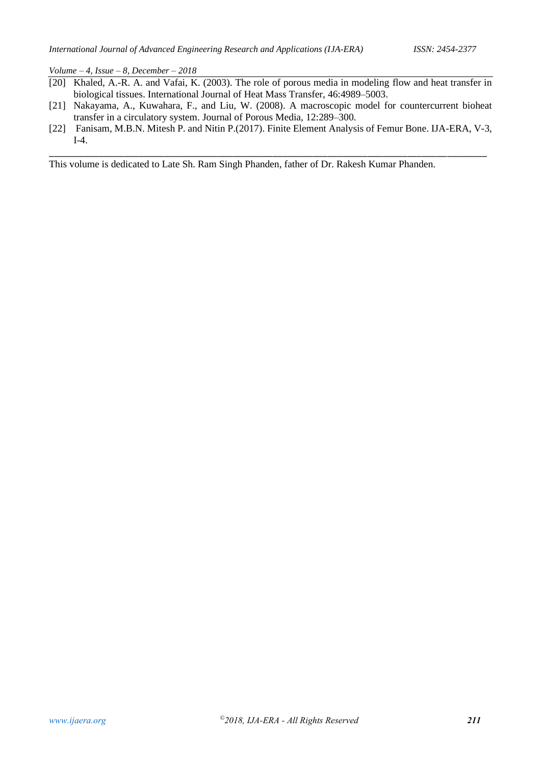[20] Khaled, A.-R. A. and Vafai, K. (2003). The role of porous media in modeling flow and heat transfer in biological tissues. International Journal of Heat Mass Transfer, 46:4989–5003.

[21] Nakayama, A., Kuwahara, F., and Liu, W. (2008). A macroscopic model for countercurrent bioheat transfer in a circulatory system. Journal of Porous Media, 12:289–300.

[22] Fanisam, M.B.N. Mitesh P. and Nitin P.(2017). Finite Element Analysis of Femur Bone. IJA-ERA, V-3, I-4.

---

This volume is dedicated to Late Sh. Ram Singh Phanden, father of Dr. Rakesh Kumar Phanden.